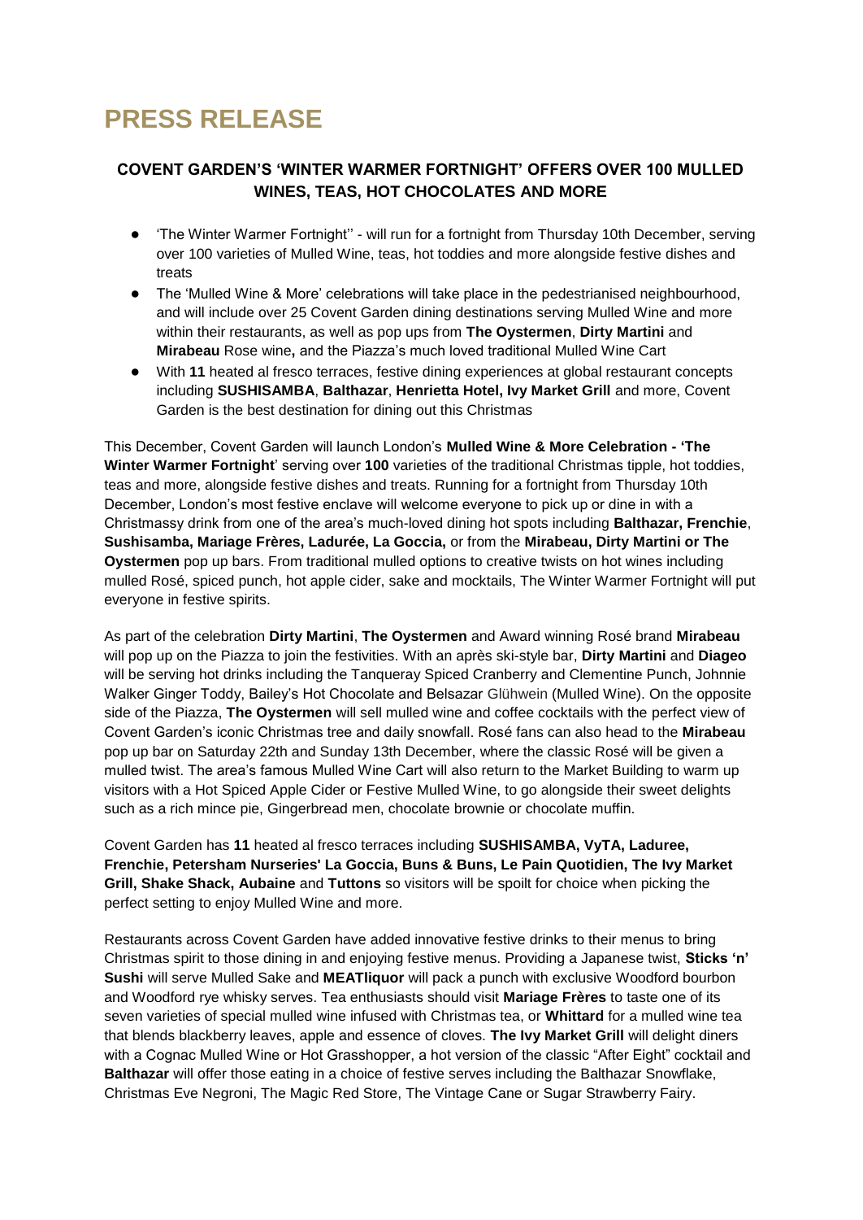# PRESS RELEASE

## COVENT GARDEN'S 'WINTER WARMER FORTNIGHT' OFFERS OVER 100 MULLED WINES, TEAS, HOT CHOCOLATES AND MORE

- 'The Winter Warmer Fortnight'' - will run for a fortnight from Thursday 10th December, serving over 100 varieties of Mulled Wine, teas, hot toddies and more alongside festive dishes and treats
- The 'Mulled Wine & More' celebrations will take place in the pedestrianised neighbourhood, and will include over 25 Covent Garden dining destinations serving Mulled Wine and more within their restaurants, as well as pop ups from **The Oystermen**, **Dirty Martini** and **Mirabeau** Rose wine**,** and the Piazza's much loved traditional Mulled Wine Cart
- With **11** heated al fresco terraces, festive dining experiences at global restaurant concepts including **SUSHISAMBA**, **Balthazar**, **Henrietta Hotel, Ivy Market Grill** and more, Covent Garden is the best destination for dining out this Christmas

This December, Covent Garden will launch London's **Mulled Wine & More Celebration - 'The Winter Warmer Fortnight**' serving over **100** varieties of the traditional Christmas tipple, hot toddies, teas and more, alongside festive dishes and treats. Running for a fortnight from Thursday 10th December, London's most festive enclave will welcome everyone to pick up or dine in with a Christmassy drink from one of the area's much-loved dining hot spots including **Balthazar, Frenchie**, **Sushisamba, Mariage Frères, Ladurée, La Goccia,** or from the **Mirabeau, Dirty Martini or The Oystermen** pop up bars. From traditional mulled options to creative twists on hot wines including mulled Rosé, spiced punch, hot apple cider, sake and mocktails, The Winter Warmer Fortnight will put everyone in festive spirits.

As part of the celebration **Dirty Martini**, **The Oystermen** and Award winning Rosé brand **Mirabeau** will pop up on the Piazza to join the festivities. With an après ski-style bar, **Dirty Martini** and **Diageo** will be serving hot drinks including the Tanqueray Spiced Cranberry and Clementine Punch, Johnnie Walker Ginger Toddy, Bailey's Hot Chocolate and Belsazar Glühwein (Mulled Wine). On the opposite side of the Piazza, **The Oystermen** will sell mulled wine and coffee cocktails with the perfect view of Covent Garden's iconic Christmas tree and daily snowfall. Rosé fans can also head to the **Mirabeau** pop up bar on Saturday 22th and Sunday 13th December, where the classic Rosé will be given a mulled twist. The area's famous Mulled Wine Cart will also return to the Market Building to warm up visitors with a Hot Spiced Apple Cider or Festive Mulled Wine, to go alongside their sweet delights such as a rich mince pie, Gingerbread men, chocolate brownie or chocolate muffin.

Covent Garden has **11** heated al fresco terraces including **SUSHISAMBA, VyTA, Laduree, Frenchie, Petersham Nurseries' La Goccia, Buns & Buns, Le Pain Quotidien, The Ivy Market Grill, Shake Shack, Aubaine** and **Tuttons** so visitors will be spoilt for choice when picking the perfect setting to enjoy Mulled Wine and more.

Restaurants across Covent Garden have added innovative festive drinks to their menus to bring Christmas spirit to those dining in and enjoying festive menus. Providing a Japanese twist, **Sticks 'n' Sushi** will serve Mulled Sake and **MEATliquor** will pack a punch with exclusive Woodford bourbon and Woodford rye whisky serves. Tea enthusiasts should visit **Mariage Frères** to taste one of its seven varieties of special mulled wine infused with Christmas tea, or **Whittard** for a mulled wine tea that blends blackberry leaves, apple and essence of cloves. **The Ivy Market Grill** will delight diners with a Cognac Mulled Wine or Hot Grasshopper, a hot version of the classic "After Eight" cocktail and **Balthazar** will offer those eating in a choice of festive serves including the Balthazar Snowflake, Christmas Eve Negroni, The Magic Red Store, The Vintage Cane or Sugar Strawberry Fairy.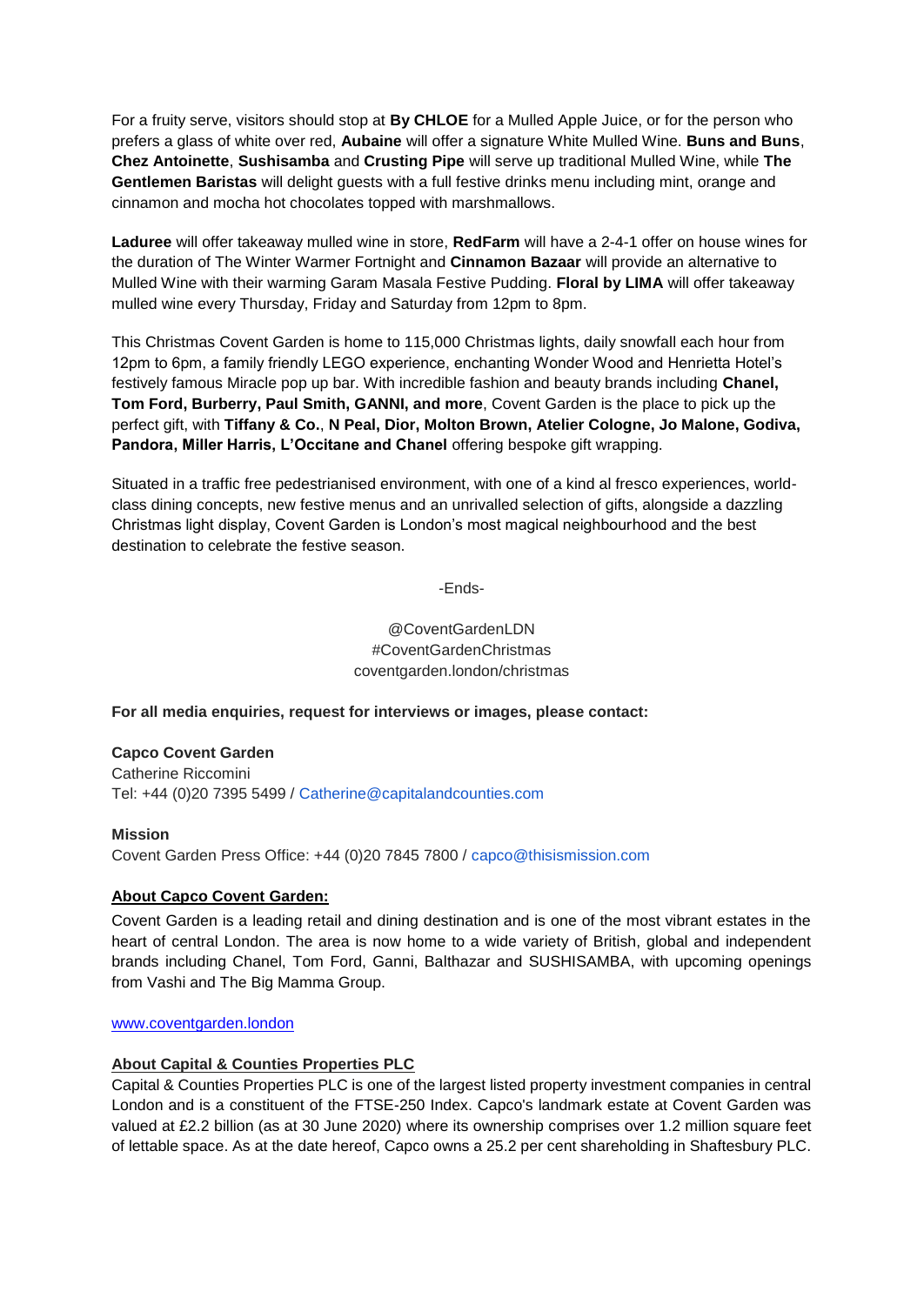For a fruity serve, visitors should stop at **By CHLOE** for a Mulled Apple Juice, or for the person who prefers a glass of white over red, **Aubaine** will offer a signature White Mulled Wine. **Buns and Buns**, **Chez Antoinette**, **Sushisamba** and **Crusting Pipe** will serve up traditional Mulled Wine, while **The Gentlemen Baristas** will delight guests with a full festive drinks menu including mint, orange and cinnamon and mocha hot chocolates topped with marshmallows.

**Laduree** will offer takeaway mulled wine in store, **RedFarm** will have a 2-4-1 offer on house wines for the duration of The Winter Warmer Fortnight and **Cinnamon Bazaar** will provide an alternative to Mulled Wine with their warming Garam Masala Festive Pudding. **Floral by LIMA** will offer takeaway mulled wine every Thursday, Friday and Saturday from 12pm to 8pm.

This Christmas Covent Garden is home to 115,000 Christmas lights, daily snowfall each hour from 12pm to 6pm, a family friendly LEGO experience, enchanting Wonder Wood and Henrietta Hotel's festively famous Miracle pop up bar. With incredible fashion and beauty brands including **Chanel, Tom Ford, Burberry, Paul Smith, GANNI, and more**, Covent Garden is the place to pick up the perfect gift, with **Tiffany & Co.**, **N Peal, Dior, Molton Brown, Atelier Cologne, Jo Malone, Godiva, Pandora**, **Miller Harris, L'Occitane and Chanel** offering bespoke gift wrapping.

Situated in a traffic free pedestrianised environment, with one of a kind al fresco experiences, world-class dining concepts, new festive menus and an unrivalled selection of gifts, alongside a dazzling Christmas light display, Covent Garden is London's most magical neighbourhood and the best destination to celebrate the festive season.

-Ends-

@CoventGardenLDN
#CoventGardenChristmas
coventgarden.london/christmas

**For all media enquiries, request for interviews or images, please contact:**

**Capco Covent Garden**
Catherine Riccomini
Tel: +44 (0)20 7395 5499 / Catherine@capitalandcounties.com

**Mission**
Covent Garden Press Office: +44 (0)20 7845 7800 / capco@thisismission.com

**About Capco Covent Garden:**

Covent Garden is a leading retail and dining destination and is one of the most vibrant estates in the heart of central London. The area is now home to a wide variety of British, global and independent brands including Chanel, Tom Ford, Ganni, Balthazar and SUSHISAMBA, with upcoming openings from Vashi and The Big Mamma Group.

www.coventgarden.london

**About Capital & Counties Properties PLC**

Capital & Counties Properties PLC is one of the largest listed property investment companies in central London and is a constituent of the FTSE-250 Index. Capco's landmark estate at Covent Garden was valued at £2.2 billion (as at 30 June 2020) where its ownership comprises over 1.2 million square feet of lettable space. As at the date hereof, Capco owns a 25.2 per cent shareholding in Shaftesbury PLC.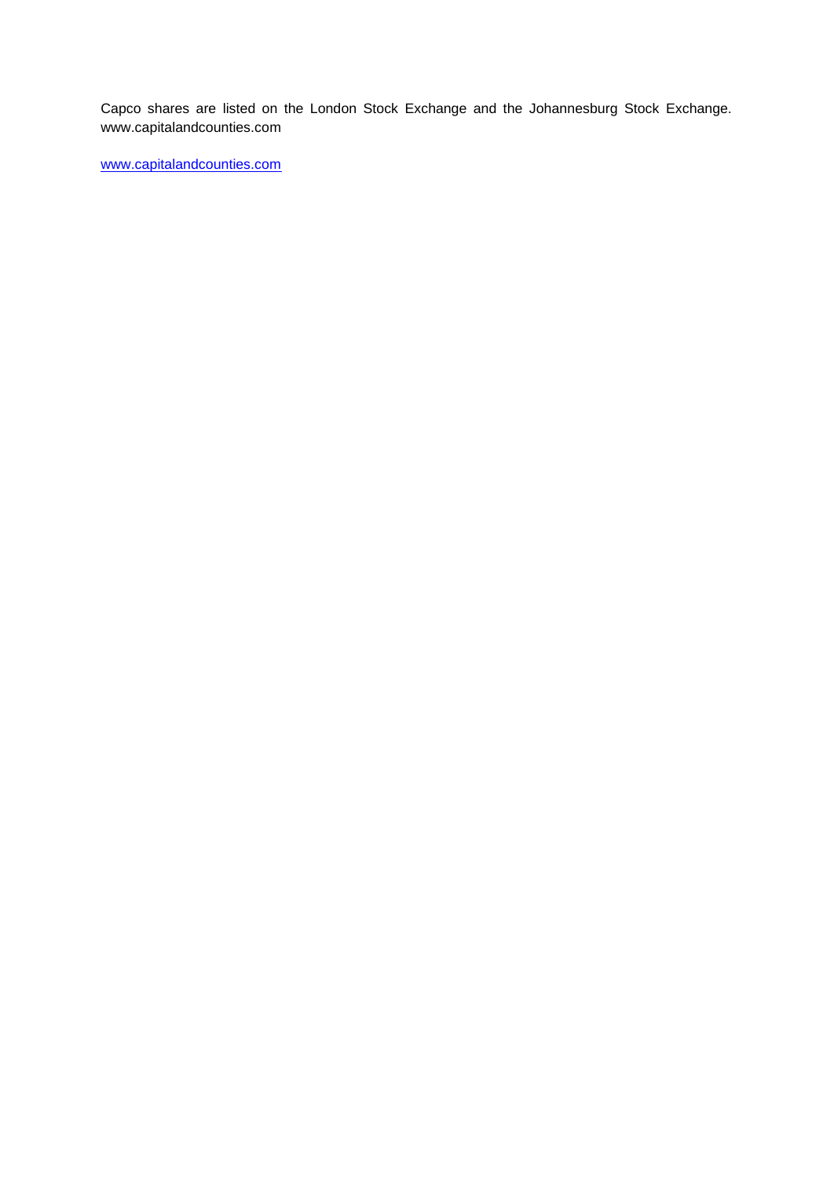Capco shares are listed on the London Stock Exchange and the Johannesburg Stock Exchange. www.capitalandcounties.com

[www.capitalandcounties.com](http://www.capitalandcounties.com)